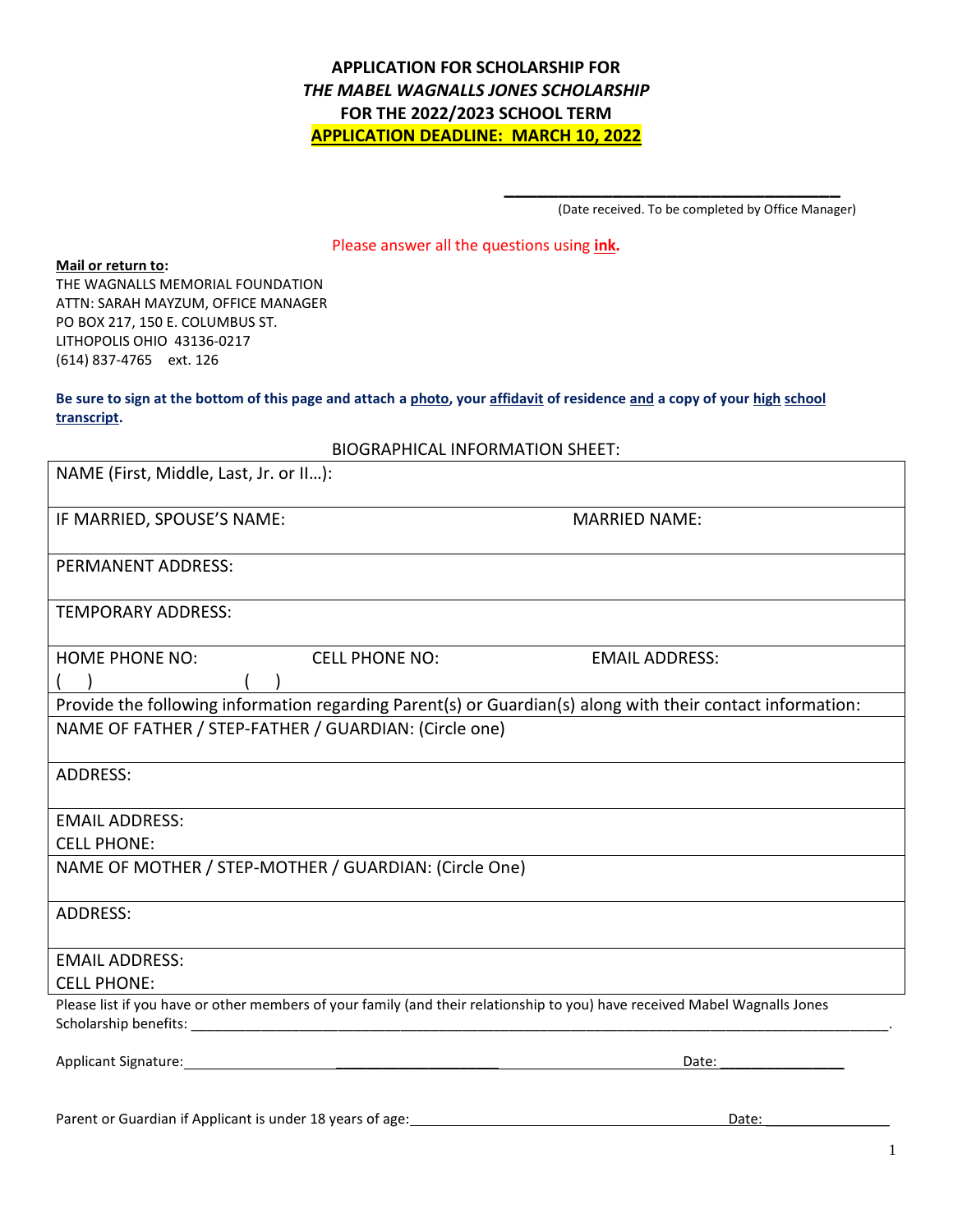# APPLICATION FOR SCHOLARSHIP FOR
## *THE MABEL WAGNALLS JONES SCHOLARSHIP*
## FOR THE 2022/2023 SCHOOL TERM
## APPLICATION DEADLINE: MARCH 10, 2022

\_\_\_\_\_\_\_\_\_\_\_\_\_\_\_\_\_\_\_\_\_\_\_\_\_\_\_\_\_\_\_\_\_\_\_\_
(Date received. To be completed by Office Manager)

Please answer all the questions using **ink.**

**Mail or return to:**
THE WAGNALLS MEMORIAL FOUNDATION
ATTN: SARAH MAYZUM, OFFICE MANAGER
PO BOX 217, 150 E. COLUMBUS ST.
LITHOPOLIS OHIO 43136-0217
(614) 837-4765 ext. 126

**Be sure to sign at the bottom of this page and attach a photo, your affidavit of residence and a copy of your high school transcript.**

BIOGRAPHICAL INFORMATION SHEET:

| | | |
|---|---|---|
| NAME (First, Middle, Last, Jr. or II…): | | |
| IF MARRIED, SPOUSE'S NAME: | | MARRIED NAME: |
| PERMANENT ADDRESS: | | |
| TEMPORARY ADDRESS: | | |
| HOME PHONE NO: ( ) | CELL PHONE NO: ( ) | EMAIL ADDRESS: |
| Provide the following information regarding Parent(s) or Guardian(s) along with their contact information: | | |
| NAME OF FATHER / STEP-FATHER / GUARDIAN: (Circle one) | | |
| ADDRESS: | | |
| EMAIL ADDRESS:<br>CELL PHONE: | | |
| NAME OF MOTHER / STEP-MOTHER / GUARDIAN: (Circle One) | | |
| ADDRESS: | | |
| EMAIL ADDRESS:<br>CELL PHONE: | | |

Please list if you have or other members of your family (and their relationship to you) have received Mabel Wagnalls Jones Scholarship benefits: \_\_\_\_\_\_\_\_\_\_\_\_\_\_\_\_\_\_\_\_\_\_\_\_\_\_\_\_\_\_\_\_\_\_\_\_\_\_\_\_\_\_\_\_\_\_\_\_\_\_\_\_\_\_\_\_\_\_\_\_\_\_\_\_.

Applicant Signature: \_\_\_\_\_\_\_\_\_\_\_\_\_\_\_\_\_\_\_\_\_\_\_\_\_\_\_\_\_\_\_\_\_\_\_\_\_\_\_\_\_\_ Date: \_\_\_\_\_\_\_\_\_\_\_\_\_\_\_\_

Parent or Guardian if Applicant is under 18 years of age: \_\_\_\_\_\_\_\_\_\_\_\_\_\_\_\_\_\_\_\_\_\_\_\_\_\_\_\_\_\_\_\_\_\_\_\_\_\_ Date: \_\_\_\_\_\_\_\_\_\_\_\_\_\_\_\_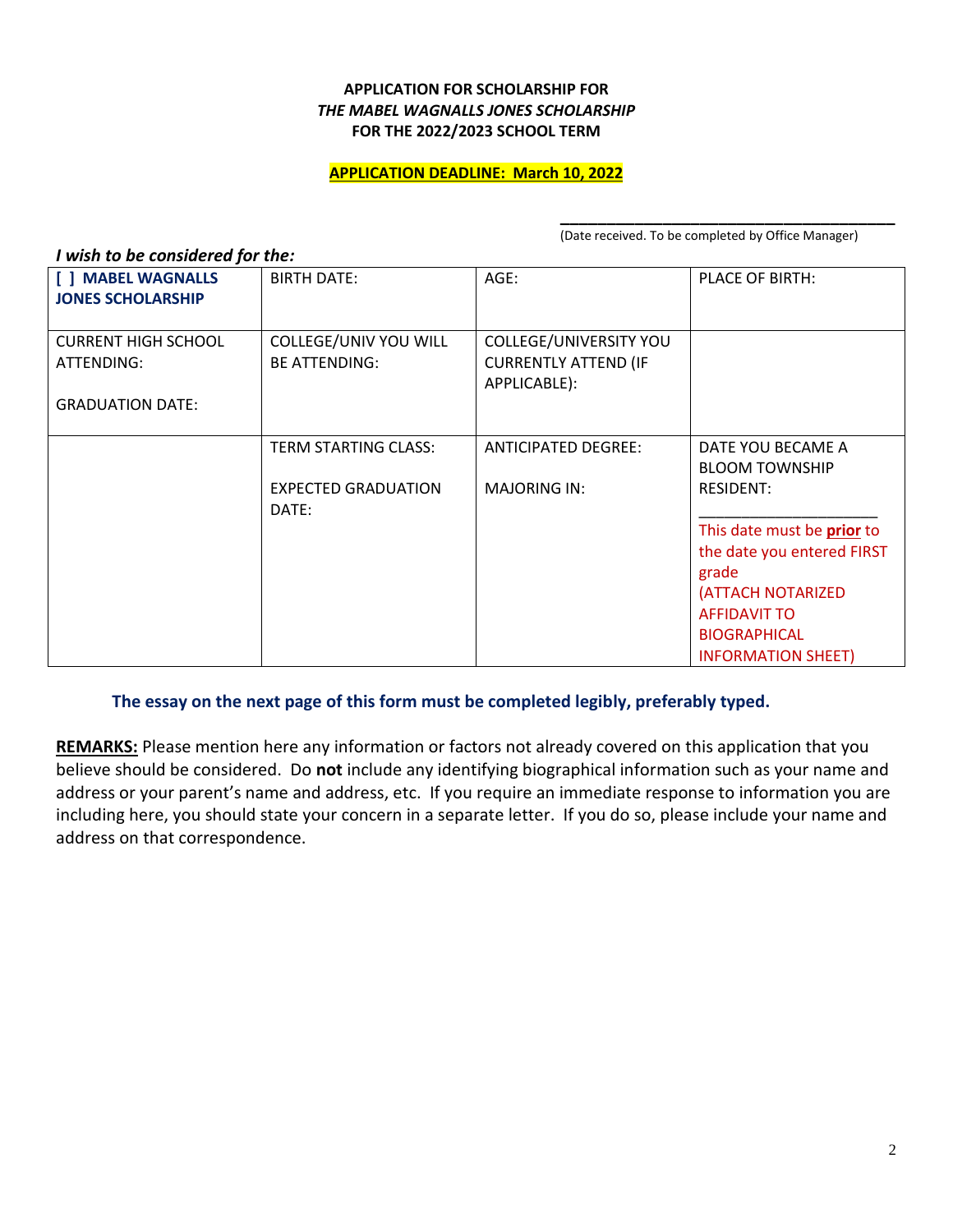**APPLICATION FOR SCHOLARSHIP FOR**
***THE MABEL WAGNALLS JONES SCHOLARSHIP***
**FOR THE 2022/2023 SCHOOL TERM**

**APPLICATION DEADLINE: March 10, 2022**

\_\_\_\_\_\_\_\_\_\_\_\_\_\_\_\_\_\_\_\_\_\_\_\_\_\_\_\_\_\_\_\_\_\_\_\_\_\_\_\_
(Date received. To be completed by Office Manager)

***I wish to be considered for the:***

| **[ ] MABEL WAGNALLS JONES SCHOLARSHIP** | BIRTH DATE: | AGE: | PLACE OF BIRTH: |
|---|---|---|---|
| CURRENT HIGH SCHOOL ATTENDING:<br><br>GRADUATION DATE: | COLLEGE/UNIV YOU WILL BE ATTENDING: | COLLEGE/UNIVERSITY YOU CURRENTLY ATTEND (IF APPLICABLE): | |
| | TERM STARTING CLASS:<br><br>EXPECTED GRADUATION DATE: | ANTICIPATED DEGREE:<br><br>MAJORING IN: | DATE YOU BECAME A BLOOM TOWNSHIP RESIDENT:<br><br>\_\_\_\_\_\_\_\_\_\_\_\_\_\_\_\_\_\_\_\_<br>This date must be **prior** to the date you entered FIRST grade<br>(ATTACH NOTARIZED AFFIDAVIT TO BIOGRAPHICAL INFORMATION SHEET) |

**The essay on the next page of this form must be completed legibly, preferably typed.**

**REMARKS:** Please mention here any information or factors not already covered on this application that you believe should be considered. Do **not** include any identifying biographical information such as your name and address or your parent's name and address, etc. If you require an immediate response to information you are including here, you should state your concern in a separate letter. If you do so, please include your name and address on that correspondence.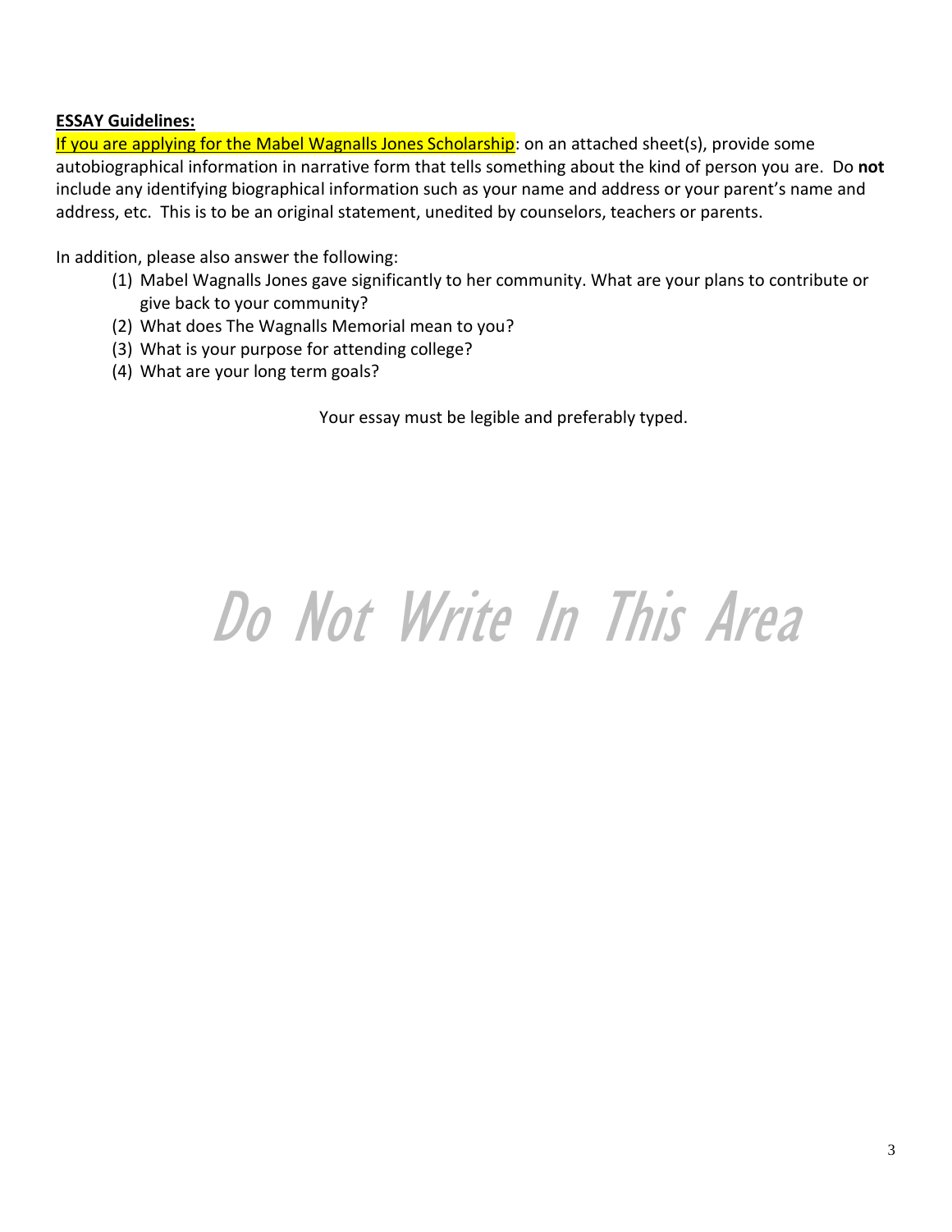**ESSAY Guidelines:**

If you are applying for the Mabel Wagnalls Jones Scholarship: on an attached sheet(s), provide some autobiographical information in narrative form that tells something about the kind of person you are. Do **not** include any identifying biographical information such as your name and address or your parent's name and address, etc. This is to be an original statement, unedited by counselors, teachers or parents.

In addition, please also answer the following:

1. Mabel Wagnalls Jones gave significantly to her community. What are your plans to contribute or give back to your community?
2. What does The Wagnalls Memorial mean to you?
3. What is your purpose for attending college?
4. What are your long term goals?

Your essay must be legible and preferably typed.

*Do Not Write In This Area*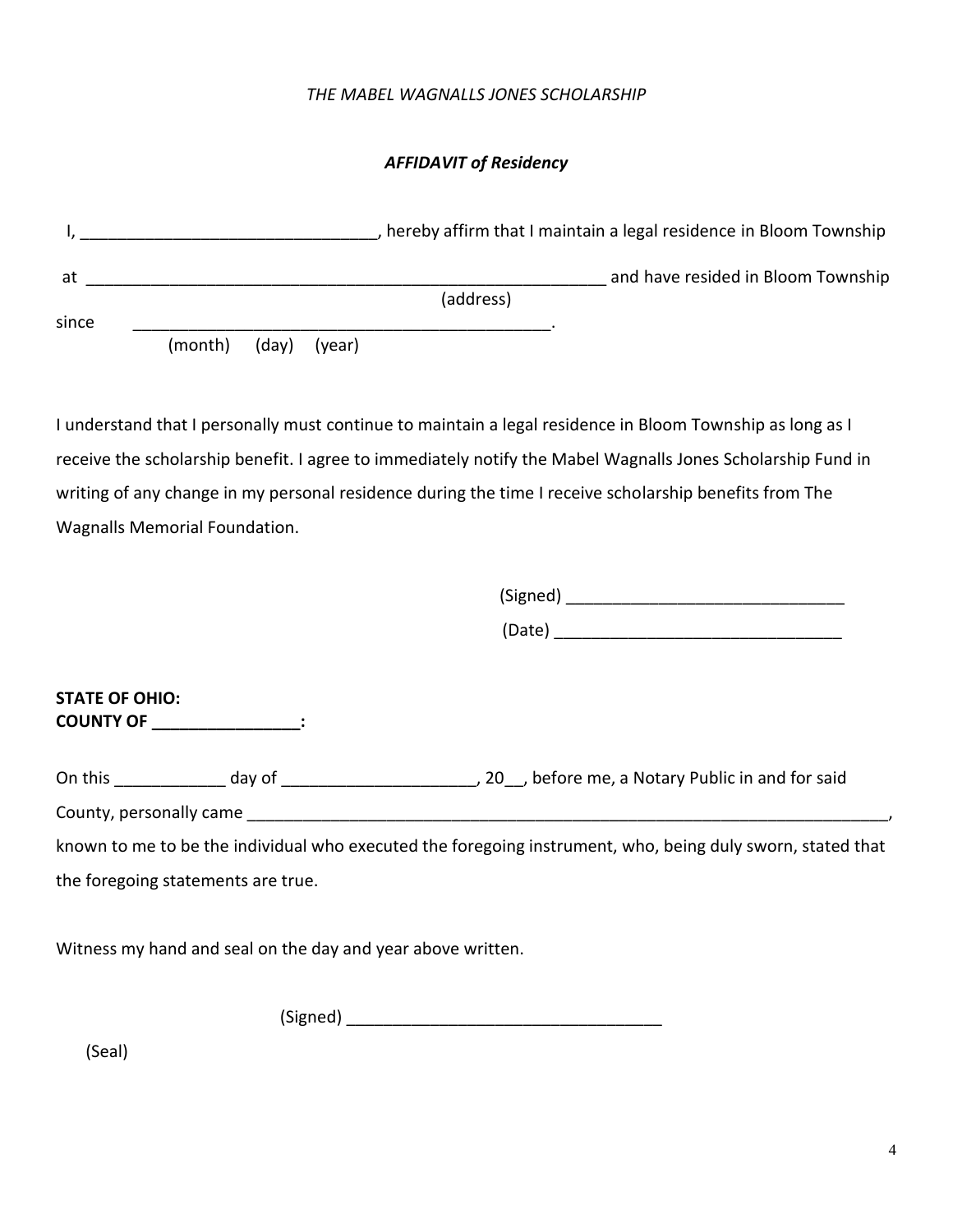*THE MABEL WAGNALLS JONES SCHOLARSHIP*

***AFFIDAVIT of Residency***

I, ________________________________, hereby affirm that I maintain a legal residence in Bloom Township

at _________________________________________________________ and have resided in Bloom Township
(address)

since ______________________________________________.
(month) (day) (year)

I understand that I personally must continue to maintain a legal residence in Bloom Township as long as I receive the scholarship benefit. I agree to immediately notify the Mabel Wagnalls Jones Scholarship Fund in writing of any change in my personal residence during the time I receive scholarship benefits from The Wagnalls Memorial Foundation.

(Signed) ______________________________

(Date) _______________________________

**STATE OF OHIO:**
**COUNTY OF ________________:**

On this ____________ day of _____________________, 20__, before me, a Notary Public in and for said County, personally came __________________________________________________________________________, known to me to be the individual who executed the foregoing instrument, who, being duly sworn, stated that the foregoing statements are true.

Witness my hand and seal on the day and year above written.

(Signed) __________________________________

(Seal)